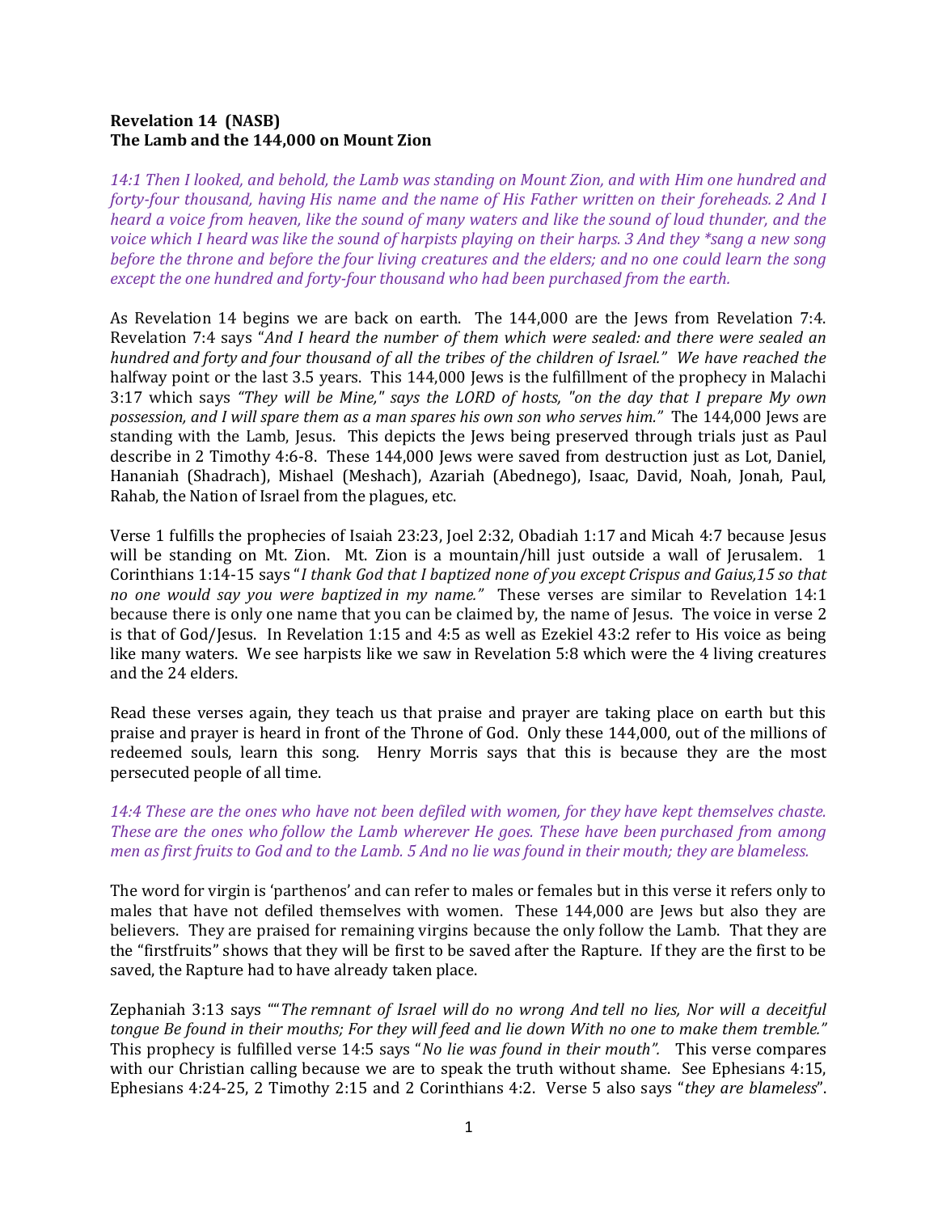**Revelation 14 (NASB)**
**The Lamb and the 144,000 on Mount Zion**

*14:1 Then I looked, and behold, the Lamb was standing on Mount Zion, and with Him one hundred and forty-four thousand, having His name and the name of His Father written on their foreheads. 2 And I heard a voice from heaven, like the sound of many waters and like the sound of loud thunder, and the voice which I heard was like the sound of harpists playing on their harps. 3 And they *sang a new song before the throne and before the four living creatures and the elders; and no one could learn the song except the one hundred and forty-four thousand who had been purchased from the earth.*

As Revelation 14 begins we are back on earth. The 144,000 are the Jews from Revelation 7:4. Revelation 7:4 says "*And I heard the number of them which were sealed: and there were sealed an hundred and forty and four thousand of all the tribes of the children of Israel." We have reached the* halfway point or the last 3.5 years. This 144,000 Jews is the fulfillment of the prophecy in Malachi 3:17 which says *"They will be Mine," says the LORD of hosts, "on the day that I prepare My own possession, and I will spare them as a man spares his own son who serves him."* The 144,000 Jews are standing with the Lamb, Jesus. This depicts the Jews being preserved through trials just as Paul describe in 2 Timothy 4:6-8. These 144,000 Jews were saved from destruction just as Lot, Daniel, Hananiah (Shadrach), Mishael (Meshach), Azariah (Abednego), Isaac, David, Noah, Jonah, Paul, Rahab, the Nation of Israel from the plagues, etc.

Verse 1 fulfills the prophecies of Isaiah 23:23, Joel 2:32, Obadiah 1:17 and Micah 4:7 because Jesus will be standing on Mt. Zion. Mt. Zion is a mountain/hill just outside a wall of Jerusalem. 1 Corinthians 1:14-15 says "*I thank God that I baptized none of you except Crispus and Gaius,15 so that no one would say you were baptized in my name."* These verses are similar to Revelation 14:1 because there is only one name that you can be claimed by, the name of Jesus. The voice in verse 2 is that of God/Jesus. In Revelation 1:15 and 4:5 as well as Ezekiel 43:2 refer to His voice as being like many waters. We see harpists like we saw in Revelation 5:8 which were the 4 living creatures and the 24 elders.

Read these verses again, they teach us that praise and prayer are taking place on earth but this praise and prayer is heard in front of the Throne of God. Only these 144,000, out of the millions of redeemed souls, learn this song. Henry Morris says that this is because they are the most persecuted people of all time.

*14:4 These are the ones who have not been defiled with women, for they have kept themselves chaste. These are the ones who follow the Lamb wherever He goes. These have been purchased from among men as first fruits to God and to the Lamb. 5 And no lie was found in their mouth; they are blameless.*

The word for virgin is 'parthenos' and can refer to males or females but in this verse it refers only to males that have not defiled themselves with women. These 144,000 are Jews but also they are believers. They are praised for remaining virgins because the only follow the Lamb. That they are the "firstfruits" shows that they will be first to be saved after the Rapture. If they are the first to be saved, the Rapture had to have already taken place.

Zephaniah 3:13 says ""*The remnant of Israel will do no wrong And tell no lies, Nor will a deceitful tongue Be found in their mouths; For they will feed and lie down With no one to make them tremble."* This prophecy is fulfilled verse 14:5 says "*No lie was found in their mouth".* This verse compares with our Christian calling because we are to speak the truth without shame. See Ephesians 4:15, Ephesians 4:24-25, 2 Timothy 2:15 and 2 Corinthians 4:2. Verse 5 also says "*they are blameless*".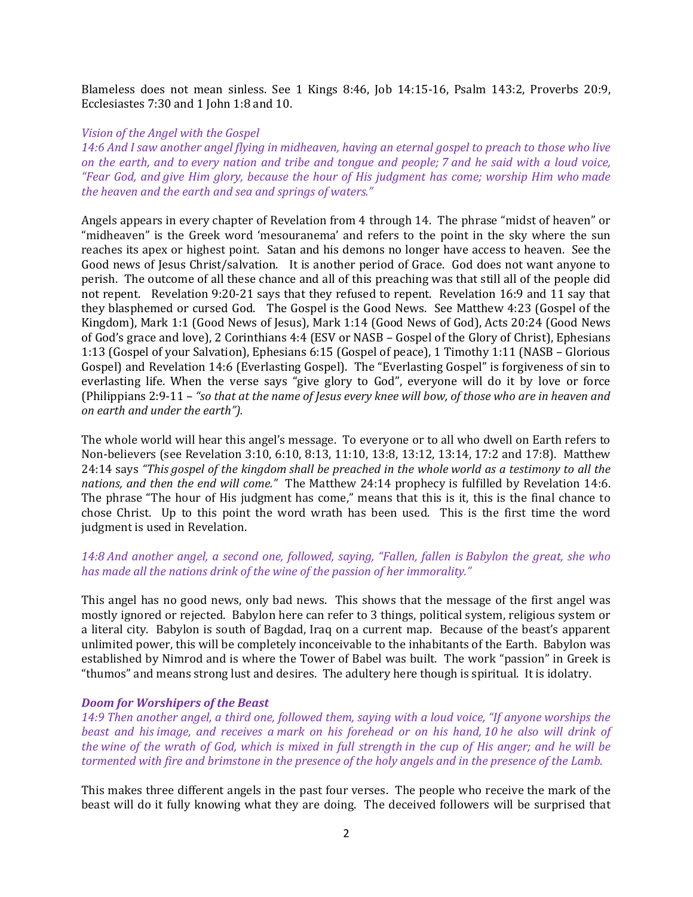Blameless does not mean sinless. See 1 Kings 8:46, Job 14:15-16, Psalm 143:2, Proverbs 20:9, Ecclesiastes 7:30 and 1 John 1:8 and 10.

*Vision of the Angel with the Gospel*

*14:6 And I saw another angel flying in midheaven, having an eternal gospel to preach to those who live on the earth, and to every nation and tribe and tongue and people; 7 and he said with a loud voice, "Fear God, and give Him glory, because the hour of His judgment has come; worship Him who made the heaven and the earth and sea and springs of waters."*

Angels appears in every chapter of Revelation from 4 through 14. The phrase "midst of heaven" or "midheaven" is the Greek word 'mesouranema' and refers to the point in the sky where the sun reaches its apex or highest point. Satan and his demons no longer have access to heaven. See the Good news of Jesus Christ/salvation. It is another period of Grace. God does not want anyone to perish. The outcome of all these chance and all of this preaching was that still all of the people did not repent. Revelation 9:20-21 says that they refused to repent. Revelation 16:9 and 11 say that they blasphemed or cursed God. The Gospel is the Good News. See Matthew 4:23 (Gospel of the Kingdom), Mark 1:1 (Good News of Jesus), Mark 1:14 (Good News of God), Acts 20:24 (Good News of God's grace and love), 2 Corinthians 4:4 (ESV or NASB – Gospel of the Glory of Christ), Ephesians 1:13 (Gospel of your Salvation), Ephesians 6:15 (Gospel of peace), 1 Timothy 1:11 (NASB – Glorious Gospel) and Revelation 14:6 (Everlasting Gospel). The "Everlasting Gospel" is forgiveness of sin to everlasting life. When the verse says "give glory to God", everyone will do it by love or force (Philippians 2:9-11 – *"so that at the name of Jesus every knee will bow, of those who are in heaven and on earth and under the earth").*

The whole world will hear this angel's message. To everyone or to all who dwell on Earth refers to Non-believers (see Revelation 3:10, 6:10, 8:13, 11:10, 13:8, 13:12, 13:14, 17:2 and 17:8). Matthew 24:14 says *"This gospel of the kingdom shall be preached in the whole world as a testimony to all the nations, and then the end will come."* The Matthew 24:14 prophecy is fulfilled by Revelation 14:6. The phrase "The hour of His judgment has come," means that this is it, this is the final chance to chose Christ. Up to this point the word wrath has been used. This is the first time the word judgment is used in Revelation.

*14:8 And another angel, a second one, followed, saying, "Fallen, fallen is Babylon the great, she who has made all the nations drink of the wine of the passion of her immorality."*

This angel has no good news, only bad news. This shows that the message of the first angel was mostly ignored or rejected. Babylon here can refer to 3 things, political system, religious system or a literal city. Babylon is south of Bagdad, Iraq on a current map. Because of the beast's apparent unlimited power, this will be completely inconceivable to the inhabitants of the Earth. Babylon was established by Nimrod and is where the Tower of Babel was built. The work "passion" in Greek is "thumos" and means strong lust and desires. The adultery here though is spiritual. It is idolatry.

***Doom for Worshipers of the Beast***

*14:9 Then another angel, a third one, followed them, saying with a loud voice, "If anyone worships the beast and his image, and receives a mark on his forehead or on his hand, 10 he also will drink of the wine of the wrath of God, which is mixed in full strength in the cup of His anger; and he will be tormented with fire and brimstone in the presence of the holy angels and in the presence of the Lamb.*

This makes three different angels in the past four verses. The people who receive the mark of the beast will do it fully knowing what they are doing. The deceived followers will be surprised that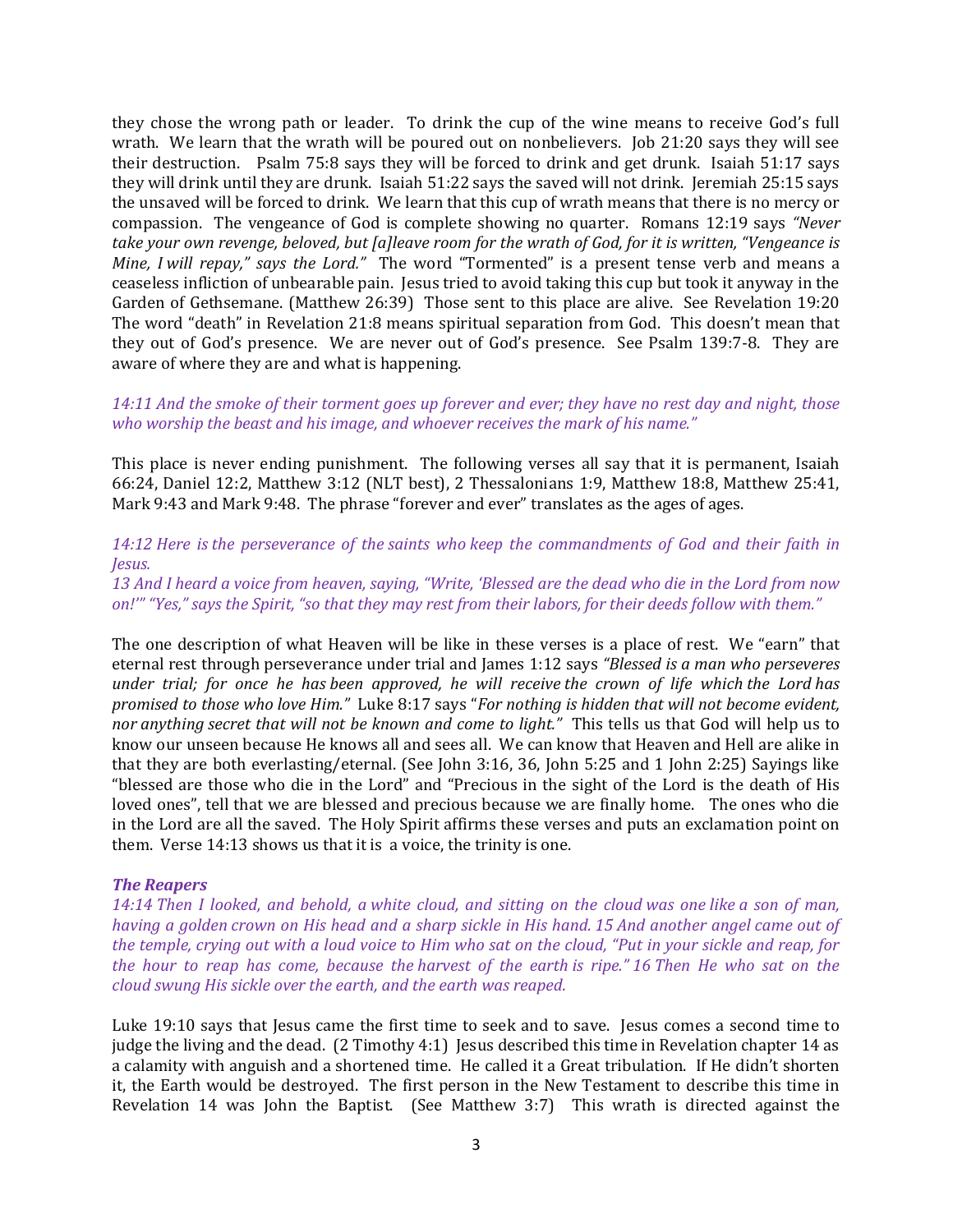they chose the wrong path or leader. To drink the cup of the wine means to receive God's full wrath. We learn that the wrath will be poured out on nonbelievers. Job 21:20 says they will see their destruction. Psalm 75:8 says they will be forced to drink and get drunk. Isaiah 51:17 says they will drink until they are drunk. Isaiah 51:22 says the saved will not drink. Jeremiah 25:15 says the unsaved will be forced to drink. We learn that this cup of wrath means that there is no mercy or compassion. The vengeance of God is complete showing no quarter. Romans 12:19 says *"Never take your own revenge, beloved, but [a]leave room for the wrath of God, for it is written, "Vengeance is Mine, I will repay," says the Lord."* The word "Tormented" is a present tense verb and means a ceaseless infliction of unbearable pain. Jesus tried to avoid taking this cup but took it anyway in the Garden of Gethsemane. (Matthew 26:39) Those sent to this place are alive. See Revelation 19:20 The word "death" in Revelation 21:8 means spiritual separation from God. This doesn't mean that they out of God's presence. We are never out of God's presence. See Psalm 139:7-8. They are aware of where they are and what is happening.

*14:11 And the smoke of their torment goes up forever and ever; they have no rest day and night, those who worship the beast and his image, and whoever receives the mark of his name."*

This place is never ending punishment. The following verses all say that it is permanent, Isaiah 66:24, Daniel 12:2, Matthew 3:12 (NLT best), 2 Thessalonians 1:9, Matthew 18:8, Matthew 25:41, Mark 9:43 and Mark 9:48. The phrase "forever and ever" translates as the ages of ages.

*14:12 Here is the perseverance of the saints who keep the commandments of God and their faith in Jesus.*
*13 And I heard a voice from heaven, saying, "Write, 'Blessed are the dead who die in the Lord from now on!'" "Yes," says the Spirit, "so that they may rest from their labors, for their deeds follow with them."*

The one description of what Heaven will be like in these verses is a place of rest. We "earn" that eternal rest through perseverance under trial and James 1:12 says *"Blessed is a man who perseveres under trial; for once he has been approved, he will receive the crown of life which the Lord has promised to those who love Him."* Luke 8:17 says "*For nothing is hidden that will not become evident, nor anything secret that will not be known and come to light."* This tells us that God will help us to know our unseen because He knows all and sees all. We can know that Heaven and Hell are alike in that they are both everlasting/eternal. (See John 3:16, 36, John 5:25 and 1 John 2:25) Sayings like "blessed are those who die in the Lord" and "Precious in the sight of the Lord is the death of His loved ones", tell that we are blessed and precious because we are finally home. The ones who die in the Lord are all the saved. The Holy Spirit affirms these verses and puts an exclamation point on them. Verse 14:13 shows us that it is a voice, the trinity is one.

***The Reapers***

*14:14 Then I looked, and behold, a white cloud, and sitting on the cloud was one like a son of man, having a golden crown on His head and a sharp sickle in His hand. 15 And another angel came out of the temple, crying out with a loud voice to Him who sat on the cloud, "Put in your sickle and reap, for the hour to reap has come, because the harvest of the earth is ripe." 16 Then He who sat on the cloud swung His sickle over the earth, and the earth was reaped.*

Luke 19:10 says that Jesus came the first time to seek and to save. Jesus comes a second time to judge the living and the dead. (2 Timothy 4:1) Jesus described this time in Revelation chapter 14 as a calamity with anguish and a shortened time. He called it a Great tribulation. If He didn't shorten it, the Earth would be destroyed. The first person in the New Testament to describe this time in Revelation 14 was John the Baptist. (See Matthew 3:7) This wrath is directed against the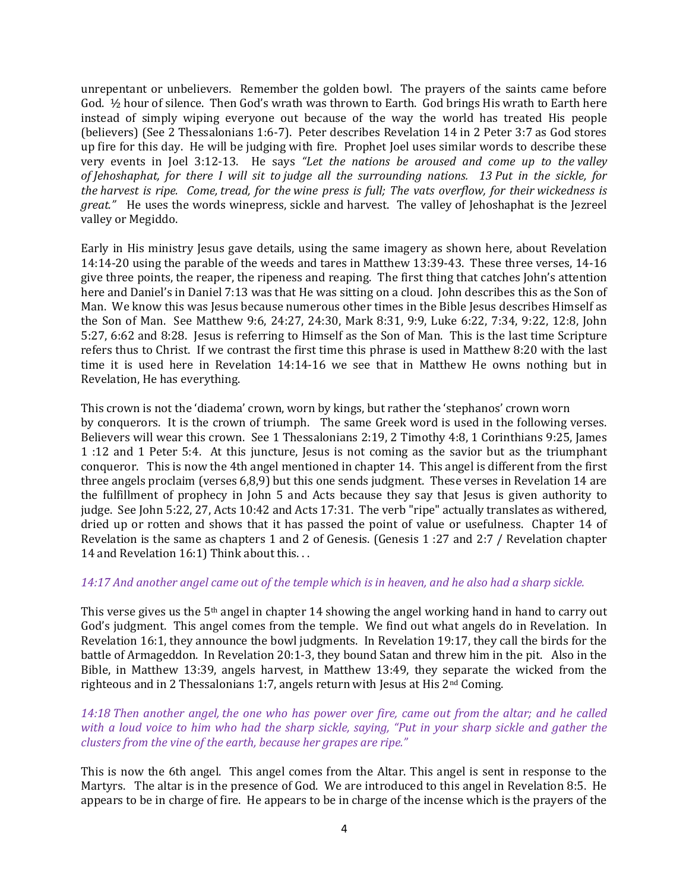unrepentant or unbelievers. Remember the golden bowl. The prayers of the saints came before God. ½ hour of silence. Then God's wrath was thrown to Earth. God brings His wrath to Earth here instead of simply wiping everyone out because of the way the world has treated His people (believers) (See 2 Thessalonians 1:6-7). Peter describes Revelation 14 in 2 Peter 3:7 as God stores up fire for this day. He will be judging with fire. Prophet Joel uses similar words to describe these very events in Joel 3:12-13. He says *"Let the nations be aroused and come up to the valley of Jehoshaphat, for there I will sit to judge all the surrounding nations. 13 Put in the sickle, for the harvest is ripe. Come, tread, for the wine press is full; The vats overflow, for their wickedness is great."* He uses the words winepress, sickle and harvest. The valley of Jehoshaphat is the Jezreel valley or Megiddo.

Early in His ministry Jesus gave details, using the same imagery as shown here, about Revelation 14:14-20 using the parable of the weeds and tares in Matthew 13:39-43. These three verses, 14-16 give three points, the reaper, the ripeness and reaping. The first thing that catches John's attention here and Daniel's in Daniel 7:13 was that He was sitting on a cloud. John describes this as the Son of Man. We know this was Jesus because numerous other times in the Bible Jesus describes Himself as the Son of Man. See Matthew 9:6, 24:27, 24:30, Mark 8:31, 9:9, Luke 6:22, 7:34, 9:22, 12:8, John 5:27, 6:62 and 8:28. Jesus is referring to Himself as the Son of Man. This is the last time Scripture refers thus to Christ. If we contrast the first time this phrase is used in Matthew 8:20 with the last time it is used here in Revelation 14:14-16 we see that in Matthew He owns nothing but in Revelation, He has everything.

This crown is not the 'diadema' crown, worn by kings, but rather the 'stephanos' crown worn by conquerors. It is the crown of triumph. The same Greek word is used in the following verses. Believers will wear this crown. See 1 Thessalonians 2:19, 2 Timothy 4:8, 1 Corinthians 9:25, James 1 :12 and 1 Peter 5:4. At this juncture, Jesus is not coming as the savior but as the triumphant conqueror. This is now the 4th angel mentioned in chapter 14. This angel is different from the first three angels proclaim (verses 6,8,9) but this one sends judgment. These verses in Revelation 14 are the fulfillment of prophecy in John 5 and Acts because they say that Jesus is given authority to judge. See John 5:22, 27, Acts 10:42 and Acts 17:31. The verb "ripe" actually translates as withered, dried up or rotten and shows that it has passed the point of value or usefulness. Chapter 14 of Revelation is the same as chapters 1 and 2 of Genesis. (Genesis 1 :27 and 2:7 / Revelation chapter 14 and Revelation 16:1) Think about this. . .

*14:17 And another angel came out of the temple which is in heaven, and he also had a sharp sickle.*

This verse gives us the 5th angel in chapter 14 showing the angel working hand in hand to carry out God's judgment. This angel comes from the temple. We find out what angels do in Revelation. In Revelation 16:1, they announce the bowl judgments. In Revelation 19:17, they call the birds for the battle of Armageddon. In Revelation 20:1-3, they bound Satan and threw him in the pit. Also in the Bible, in Matthew 13:39, angels harvest, in Matthew 13:49, they separate the wicked from the righteous and in 2 Thessalonians 1:7, angels return with Jesus at His 2nd Coming.

*14:18 Then another angel, the one who has power over fire, came out from the altar; and he called with a loud voice to him who had the sharp sickle, saying, "Put in your sharp sickle and gather the clusters from the vine of the earth, because her grapes are ripe."*

This is now the 6th angel. This angel comes from the Altar. This angel is sent in response to the Martyrs. The altar is in the presence of God. We are introduced to this angel in Revelation 8:5. He appears to be in charge of fire. He appears to be in charge of the incense which is the prayers of the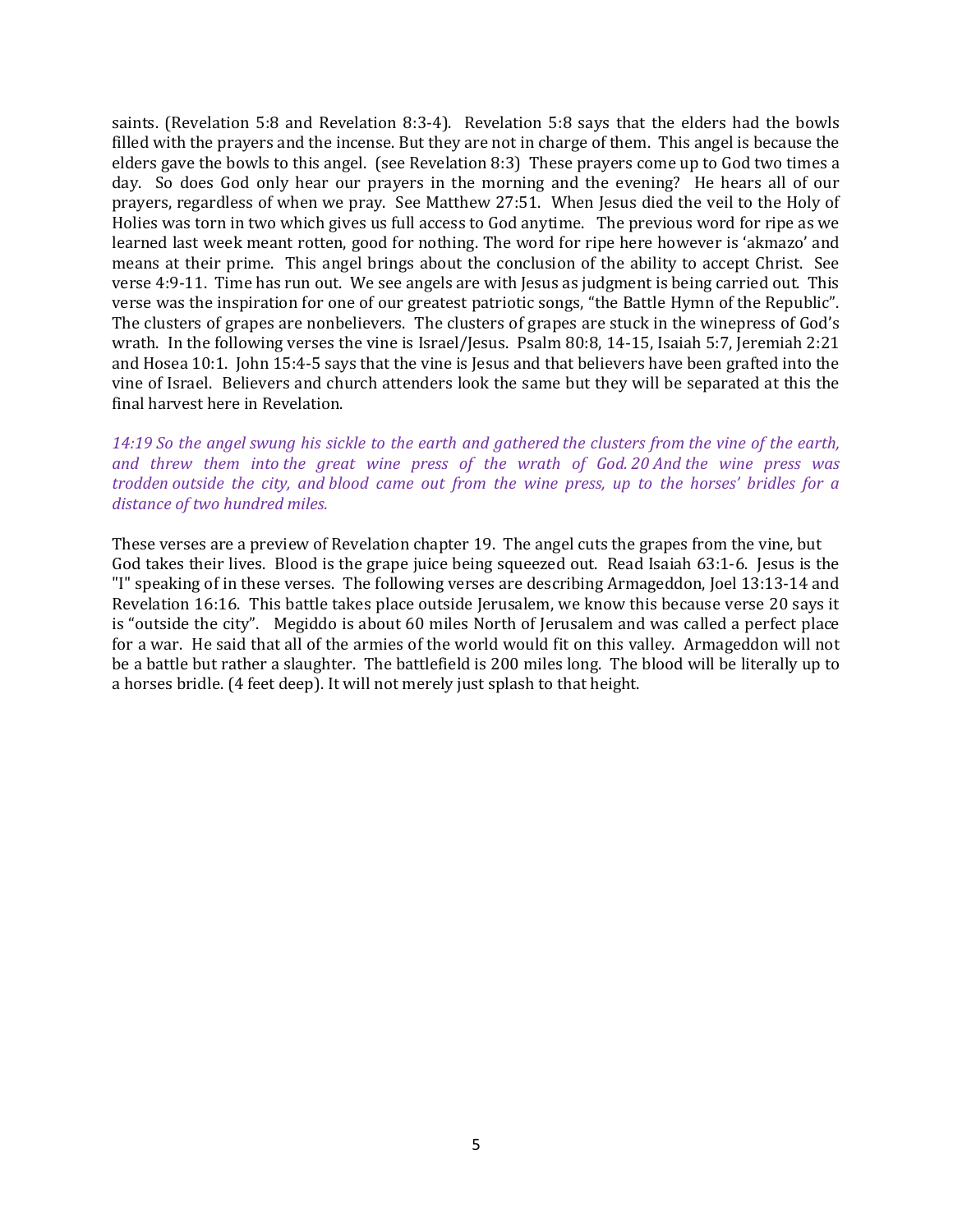saints. (Revelation 5:8 and Revelation 8:3-4). Revelation 5:8 says that the elders had the bowls filled with the prayers and the incense. But they are not in charge of them. This angel is because the elders gave the bowls to this angel. (see Revelation 8:3) These prayers come up to God two times a day. So does God only hear our prayers in the morning and the evening? He hears all of our prayers, regardless of when we pray. See Matthew 27:51. When Jesus died the veil to the Holy of Holies was torn in two which gives us full access to God anytime. The previous word for ripe as we learned last week meant rotten, good for nothing. The word for ripe here however is 'akmazo' and means at their prime. This angel brings about the conclusion of the ability to accept Christ. See verse 4:9-11. Time has run out. We see angels are with Jesus as judgment is being carried out. This verse was the inspiration for one of our greatest patriotic songs, "the Battle Hymn of the Republic". The clusters of grapes are nonbelievers. The clusters of grapes are stuck in the winepress of God's wrath. In the following verses the vine is Israel/Jesus. Psalm 80:8, 14-15, Isaiah 5:7, Jeremiah 2:21 and Hosea 10:1. John 15:4-5 says that the vine is Jesus and that believers have been grafted into the vine of Israel. Believers and church attenders look the same but they will be separated at this the final harvest here in Revelation.

*14:19 So the angel swung his sickle to the earth and gathered the clusters from the vine of the earth, and threw them into the great wine press of the wrath of God. 20 And the wine press was trodden outside the city, and blood came out from the wine press, up to the horses' bridles for a distance of two hundred miles.*

These verses are a preview of Revelation chapter 19. The angel cuts the grapes from the vine, but God takes their lives. Blood is the grape juice being squeezed out. Read Isaiah 63:1-6. Jesus is the "I" speaking of in these verses. The following verses are describing Armageddon, Joel 13:13-14 and Revelation 16:16. This battle takes place outside Jerusalem, we know this because verse 20 says it is "outside the city". Megiddo is about 60 miles North of Jerusalem and was called a perfect place for a war. He said that all of the armies of the world would fit on this valley. Armageddon will not be a battle but rather a slaughter. The battlefield is 200 miles long. The blood will be literally up to a horses bridle. (4 feet deep). It will not merely just splash to that height.